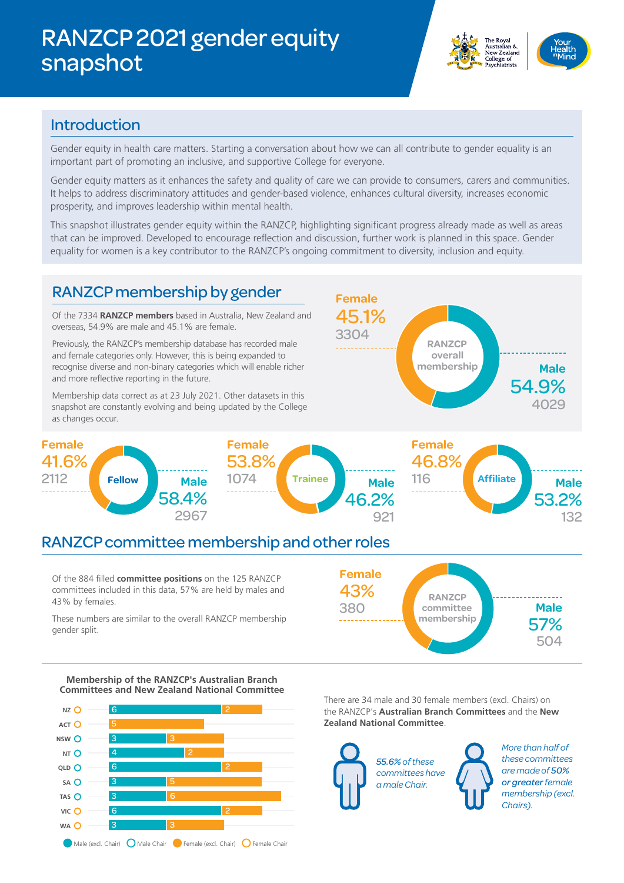# RANZCP 2021 gender equity snapshot

The Royal Australian & New Zealand College of Psychiatrists

Your Health in Mind

## Introduction

Gender equity in health care matters. Starting a conversation about how we can all contribute to gender equality is an important part of promoting an inclusive, and supportive College for everyone.

Gender equity matters as it enhances the safety and quality of care we can provide to consumers, carers and communities. It helps to address discriminatory attitudes and gender-based violence, enhances cultural diversity, increases economic prosperity, and improves leadership within mental health.

This snapshot illustrates gender equity within the RANZCP, highlighting significant progress already made as well as areas that can be improved. Developed to encourage reflection and discussion, further work is planned in this space. Gender equality for women is a key contributor to the RANZCP's ongoing commitment to diversity, inclusion and equity.

## RANZCP membership by gender

Of the 7334 **RANZCP members** based in Australia, New Zealand and overseas, 54.9% are male and 45.1% are female.

Previously, the RANZCP's membership database has recorded male and female categories only. However, this is being expanded to recognise diverse and non-binary categories which will enable richer and more reflective reporting in the future.

Membership data correct as at 23 July 2021. Other datasets in this snapshot are constantly evolving and being updated by the College as changes occur.

| Category | Female | Female (n) | Male | Male (n) |
|---|---|---|---|---|
| RANZCP overall membership | 45.1% | 3304 | 54.9% | 4029 |
| Fellow | 41.6% | 2112 | 58.4% | 2967 |
| Trainee | 53.8% | 1074 | 46.2% | 921 |
| Affiliate | 46.8% | 116 | 53.2% | 132 |

## RANZCP committee membership and other roles

Of the 884 filled **committee positions** on the 125 RANZCP committees included in this data, 57% are held by males and 43% by females.

These numbers are similar to the overall RANZCP membership gender split.

RANZCP committee membership: Female 43% (380); Male 57% (504)

### Membership of the RANZCP's Australian Branch Committees and New Zealand National Committee

| Committee | Male (excl. Chair) | Female (excl. Chair) |
|---|---|---|
| NZ | 6 | 2 |
| ACT | | 5 |
| NSW | 3 | 3 |
| NT | 4 | 2 |
| QLD | 6 | 2 |
| SA | 3 | 5 |
| TAS | 3 | 6 |
| VIC | 6 | 2 |
| WA | 3 | 3 |

Legend: Male (excl. Chair), Male Chair, Female (excl. Chair), Female Chair

There are 34 male and 30 female members (excl. Chairs) on the RANZCP's **Australian Branch Committees** and the **New Zealand National Committee**.

*55.6% of these committees have a male Chair.*

*More than half of these committees are made of **50% or greater** female membership (excl. Chairs).*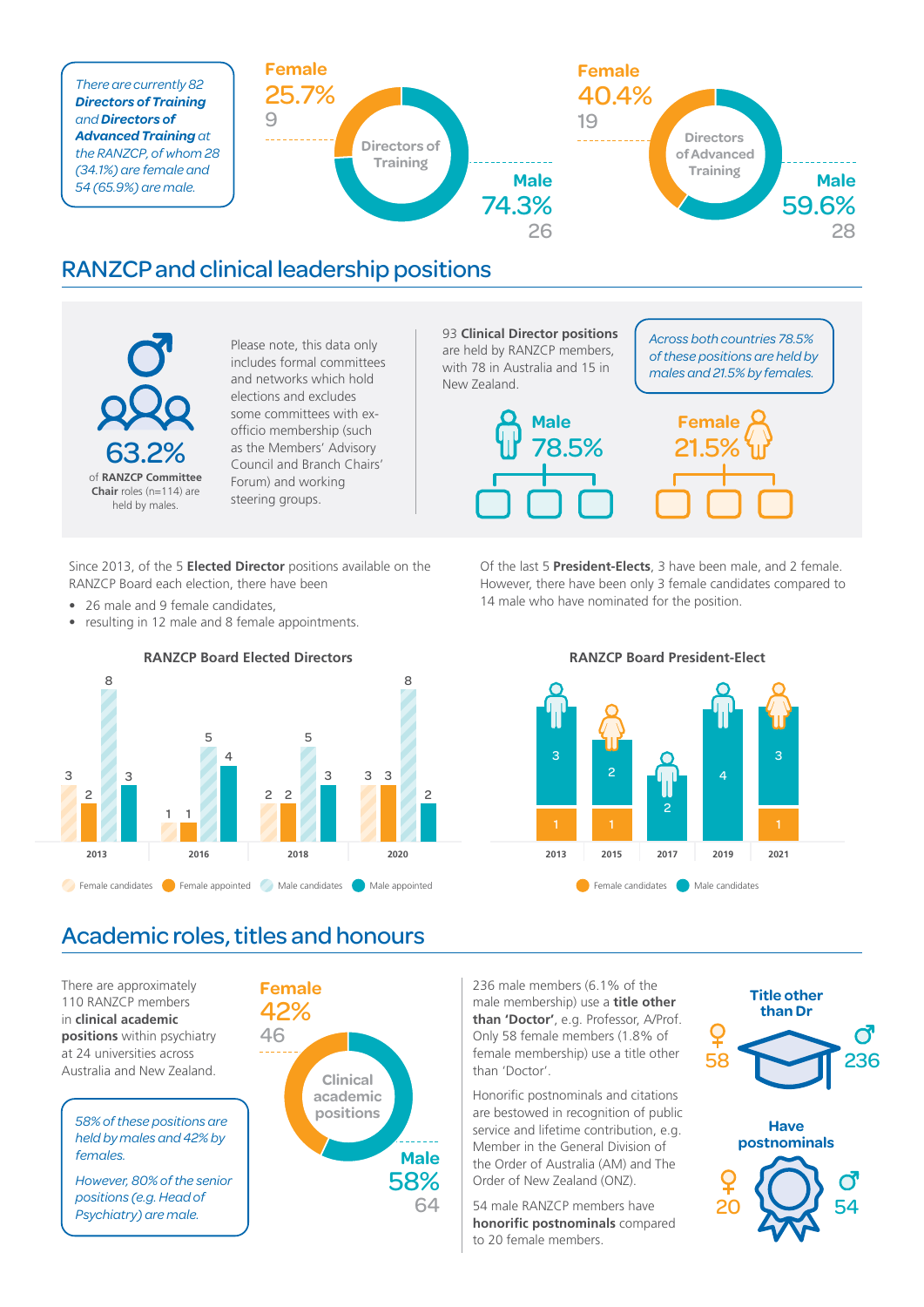*There are currently 82* ***Directors of Training*** *and* ***Directors of Advanced Training*** *at the RANZCP, of whom 28 (34.1%) are female and 54 (65.9%) are male.*

**Directors of Training**

- Female 25.7% — 9
- Male 74.3% — 26

**Directors of Advanced Training**

- Female 40.4% — 19
- Male 59.6% — 28

## RANZCP and clinical leadership positions

**63.2%** of **RANZCP Committee Chair** roles (n=114) are held by males.

Please note, this data only includes formal committees and networks which hold elections and excludes some committees with ex-officio membership (such as the Members' Advisory Council and Branch Chairs' Forum) and working steering groups.

93 **Clinical Director positions** are held by RANZCP members, with 78 in Australia and 15 in New Zealand.

*Across both countries 78.5% of these positions are held by males and 21.5% by females.*

- Male 78.5%
- Female 21.5%

Since 2013, of the 5 **Elected Director** positions available on the RANZCP Board each election, there have been

- 26 male and 9 female candidates,
- resulting in 12 male and 8 female appointments.

Of the last 5 **President-Elects**, 3 have been male, and 2 female. However, there have been only 3 female candidates compared to 14 male who have nominated for the position.

**RANZCP Board Elected Directors**

| Year | Female candidates | Female appointed | Male candidates | Male appointed |
|---|---|---|---|---|
| 2013 | 3 | 2 | 8 | 3 |
| 2016 | 1 | 1 | 5 | 4 |
| 2018 | 2 | 2 | 5 | 3 |
| 2020 | 3 | 3 | 8 | 2 |

**RANZCP Board President-Elect**

| Year | Female candidates | Male candidates |
|---|---|---|
| 2013 | 1 | 3 |
| 2015 | 1 | 2 |
| 2017 | | 2 |
| 2019 | | 4 |
| 2021 | 1 | 3 |

## Academic roles, titles and honours

There are approximately 110 RANZCP members in **clinical academic positions** within psychiatry at 24 universities across Australia and New Zealand.

*58% of these positions are held by males and 42% by females.*

*However, 80% of the senior positions (e.g. Head of Psychiatry) are male.*

**Clinical academic positions**

- Female 42% — 46
- Male 58% — 64

236 male members (6.1% of the male membership) use a **title other than 'Doctor'**, e.g. Professor, A/Prof. Only 58 female members (1.8% of female membership) use a title other than 'Doctor'.

Honorific postnominals and citations are bestowed in recognition of public service and lifetime contribution, e.g. Member in the General Division of the Order of Australia (AM) and The Order of New Zealand (ONZ).

54 male RANZCP members have **honorific postnominals** compared to 20 female members.

**Title other than Dr**

- Female: 58
- Male: 236

**Have postnominals**

- Female: 20
- Male: 54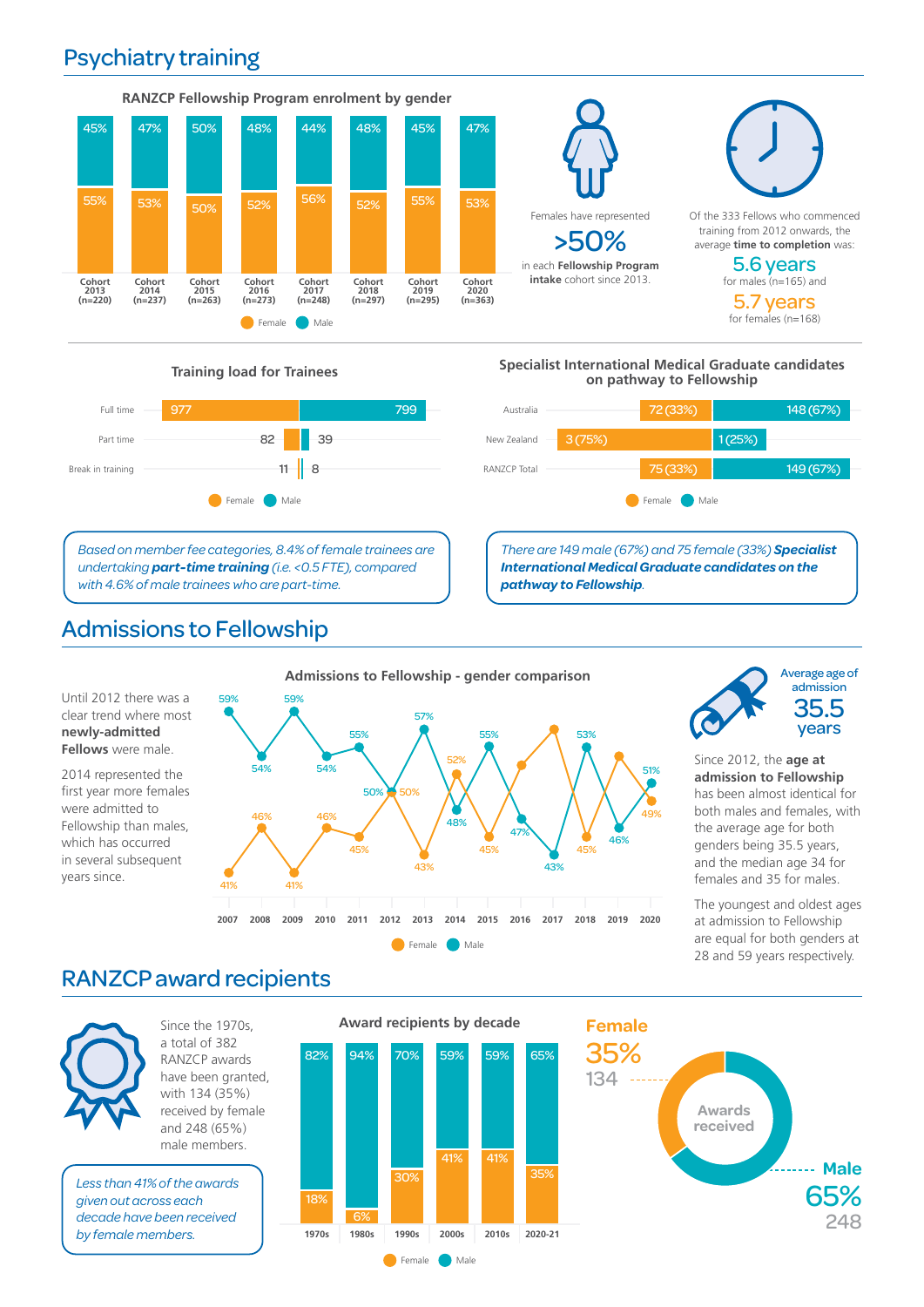# Psychiatry training

### RANZCP Fellowship Program enrolment by gender

| Cohort | Female | Male |
|---|---|---|
| Cohort 2013 (n=220) | 55% | 45% |
| Cohort 2014 (n=237) | 53% | 47% |
| Cohort 2015 (n=263) | 50% | 50% |
| Cohort 2016 (n=273) | 52% | 48% |
| Cohort 2017 (n=248) | 56% | 44% |
| Cohort 2018 (n=297) | 52% | 48% |
| Cohort 2019 (n=295) | 55% | 45% |
| Cohort 2020 (n=363) | 53% | 47% |

Females have represented **>50%** in each **Fellowship Program intake** cohort since 2013.

Of the 333 Fellows who commenced training from 2012 onwards, the average **time to completion** was:

**5.6 years** for males (n=165) and

**5.7 years** for females (n=168)

### Training load for Trainees

| | Female | Male |
|---|---|---|
| Full time | 977 | 799 |
| Part time | 82 | 39 |
| Break in training | 11 | 8 |

*Based on member fee categories, 8.4% of female trainees are undertaking **part-time training** (i.e. <0.5 FTE), compared with 4.6% of male trainees who are part-time.*

### Specialist International Medical Graduate candidates on pathway to Fellowship

| | Female | Male |
|---|---|---|
| Australia | 72 (33%) | 148 (67%) |
| New Zealand | 3 (75%) | 1 (25%) |
| RANZCP Total | 75 (33%) | 149 (67%) |

*There are 149 male (67%) and 75 female (33%) **Specialist International Medical Graduate candidates on the pathway to Fellowship**.*

# Admissions to Fellowship

Until 2012 there was a clear trend where most **newly-admitted Fellows** were male.

2014 represented the first year more females were admitted to Fellowship than males, which has occurred in several subsequent years since.

### Admissions to Fellowship - gender comparison

| Year | Female | Male |
|---|---|---|
| 2007 | 41% | 59% |
| 2008 | 46% | 54% |
| 2009 | 41% | 59% |
| 2010 | 46% | 54% |
| 2011 | 45% | 55% |
| 2012 | 50% | 50% |
| 2013 | 43% | 57% |
| 2014 | 52% | 48% |
| 2015 | 45% | 55% |
| 2016 | | 47% |
| 2017 | | 43% |
| 2018 | 45% | 53% |
| 2019 | | 46% |
| 2020 | 49% | 51% |

Average age of admission **35.5 years**

Since 2012, the **age at admission to Fellowship** has been almost identical for both males and females, with the average age for both genders being 35.5 years, and the median age 34 for females and 35 for males.

The youngest and oldest ages at admission to Fellowship are equal for both genders at 28 and 59 years respectively.

# RANZCP award recipients

Since the 1970s, a total of 382 RANZCP awards have been granted, with 134 (35%) received by female and 248 (65%) male members.

*Less than 41% of the awards given out across each decade have been received by female members.*

### Award recipients by decade

| Decade | Female | Male |
|---|---|---|
| 1970s | 18% | 82% |
| 1980s | 6% | 94% |
| 1990s | 30% | 70% |
| 2000s | 41% | 59% |
| 2010s | 41% | 59% |
| 2020-21 | 35% | 65% |

**Awards received**

Female 35% (134)

Male 65% (248)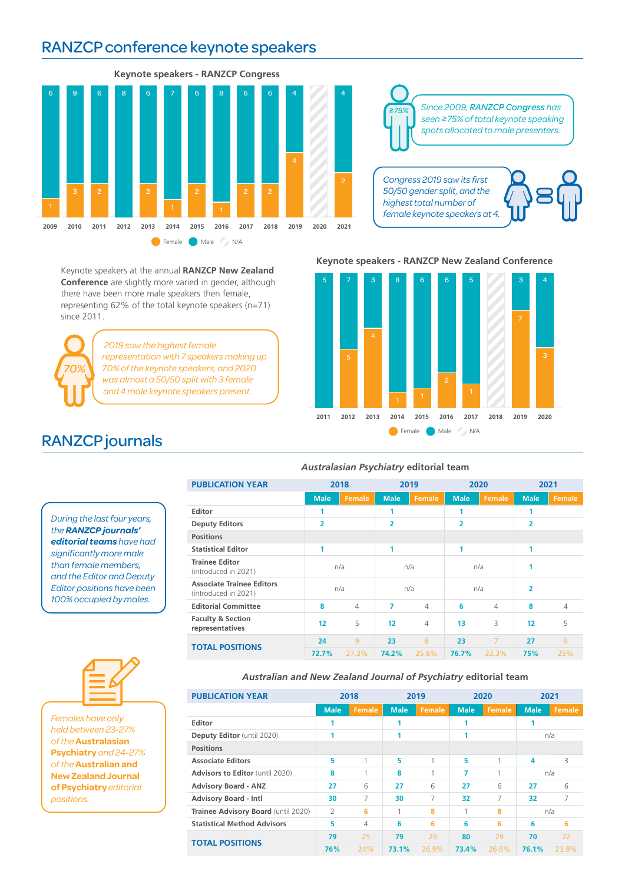# RANZCP conference keynote speakers

**Keynote speakers - RANZCP Congress**

6 9 6 8 6 7 6 8 6 6 4 4

1 3 2 2 1 2 1 2 2 4 2

2009 2010 2011 2012 2013 2014 2015 2016 2017 2018 2019 2020 2021

Female Male N/A

≥75%

*Since 2009, **RANZCP Congress** has seen ≥75% of total keynote speaking spots allocated to male presenters.*

*Congress 2019 saw its first 50/50 gender split, and the highest total number of female keynote speakers at 4.*

Keynote speakers at the annual **RANZCP New Zealand Conference** are slightly more varied in gender, although there have been more male speakers then female, representing 62% of the total keynote speakers (n=71) since 2011.

70%

*2019 saw the highest female representation with 7 speakers making up 70% of the keynote speakers, and 2020 was almost a 50/50 split with 3 female and 4 male keynote speakers present.*

**Keynote speakers - RANZCP New Zealand Conference**

5 7 3 8 6 6 5 3 4

5 4 1 1 2 1 7 3

2011 2012 2013 2014 2015 2016 2017 2018 2019 2020

Female Male N/A

# RANZCP journals

*During the last four years, the **RANZCP journals' editorial teams** have had significantly more male than female members, and the Editor and Deputy Editor positions have been 100% occupied by males.*

***Australasian Psychiatry*** **editorial team**

| PUBLICATION YEAR | 2018 | | 2019 | | 2020 | | 2021 | |
|---|---|---|---|---|---|---|---|---|
| | Male | Female | Male | Female | Male | Female | Male | Female |
| Editor | 1 | | 1 | | 1 | | 1 | |
| Deputy Editors | 2 | | 2 | | 2 | | 2 | |
| Positions | | | | | | | | |
| Statistical Editor | 1 | | 1 | | 1 | | 1 | |
| Trainee Editor (introduced in 2021) | n/a | | n/a | | n/a | | 1 | |
| Associate Trainee Editors (introduced in 2021) | n/a | | n/a | | n/a | | 2 | |
| Editorial Committee | 8 | 4 | 7 | 4 | 6 | 4 | 8 | 4 |
| Faculty & Section representatives | 12 | 5 | 12 | 4 | 13 | 3 | 12 | 5 |
| TOTAL POSITIONS | 24 | 9 | 23 | 8 | 23 | 7 | 27 | 9 |
| | 72.7% | 27.3% | 74.2% | 25.8% | 76.7% | 23.3% | 75% | 25% |

*Females have only held between 23-27% of the **Australasian Psychiatry** and 24-27% of the **Australian and New Zealand Journal of Psychiatry** editorial positions.*

***Australian and New Zealand Journal of Psychiatry*** **editorial team**

| PUBLICATION YEAR | 2018 | | 2019 | | 2020 | | 2021 | |
|---|---|---|---|---|---|---|---|---|
| | Male | Female | Male | Female | Male | Female | Male | Female |
| Editor | 1 | | 1 | | 1 | | 1 | |
| Deputy Editor (until 2020) | 1 | | 1 | | 1 | | n/a | |
| Positions | | | | | | | | |
| Associate Editors | 5 | 1 | 5 | 1 | 5 | 1 | 4 | 3 |
| Advisors to Editor (until 2020) | 8 | 1 | 8 | 1 | 7 | 1 | n/a | |
| Advisory Board - ANZ | 27 | 6 | 27 | 6 | 27 | 6 | 27 | 6 |
| Advisory Board - Intl | 30 | 7 | 30 | 7 | 32 | 7 | 32 | 7 |
| Trainee Advisory Board (until 2020) | 2 | 6 | 1 | 8 | 1 | 8 | n/a | |
| Statistical Method Advisors | 5 | 4 | 6 | 6 | 6 | 6 | 6 | 6 |
| TOTAL POSITIONS | 79 | 25 | 79 | 29 | 80 | 29 | 70 | 22 |
| | 76% | 24% | 73.1% | 26.9% | 73.4% | 26.6% | 76.1% | 23.9% |